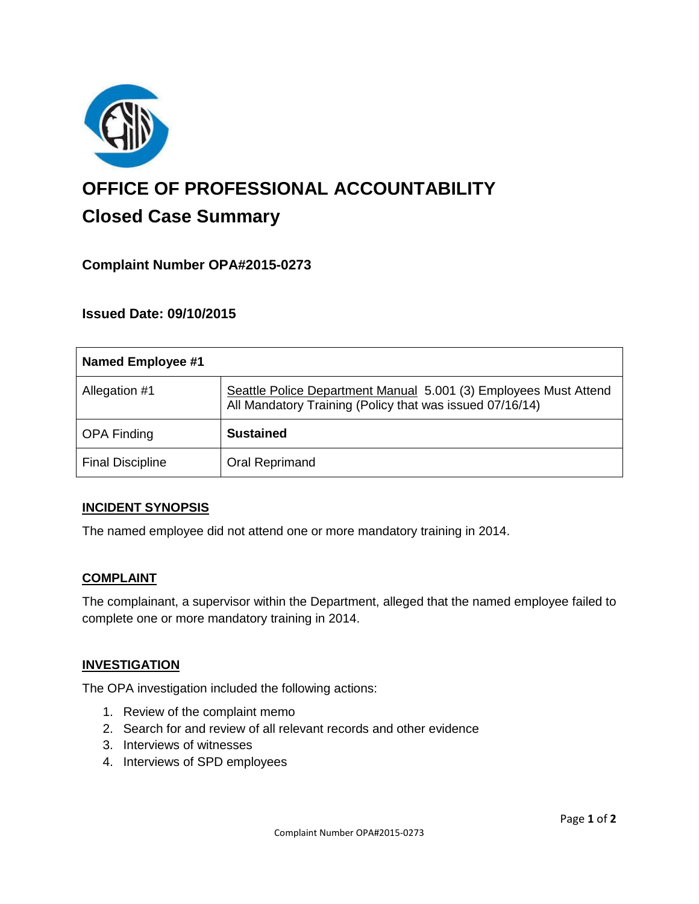# OFFICE OF PROFESSIONAL ACCOUNTABILITY

## Closed Case Summary

### Complaint Number OPA#2015-0273

### Issued Date: 09/10/2015

| Named Employee #1 | |
|---|---|
| Allegation #1 | Seattle Police Department Manual 5.001 (3) Employees Must Attend All Mandatory Training (Policy that was issued 07/16/14) |
| OPA Finding | **Sustained** |
| Final Discipline | Oral Reprimand |

**INCIDENT SYNOPSIS**

The named employee did not attend one or more mandatory training in 2014.

**COMPLAINT**

The complainant, a supervisor within the Department, alleged that the named employee failed to complete one or more mandatory training in 2014.

**INVESTIGATION**

The OPA investigation included the following actions:

1. Review of the complaint memo
2. Search for and review of all relevant records and other evidence
3. Interviews of witnesses
4. Interviews of SPD employees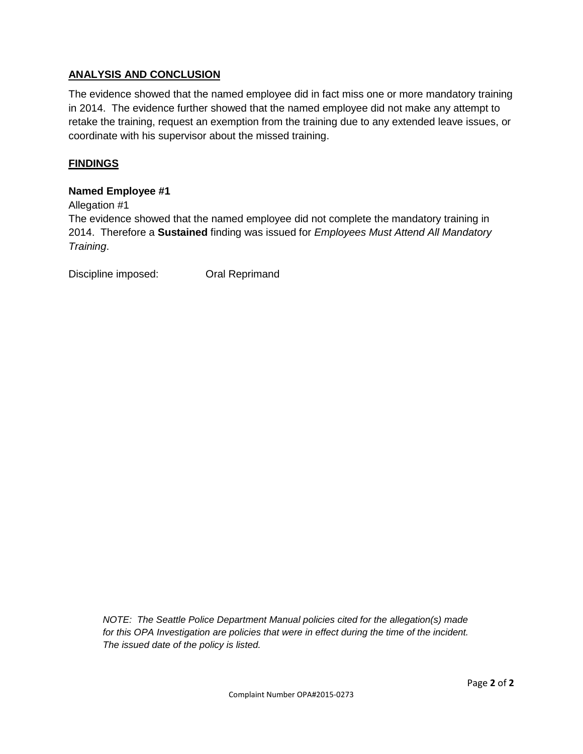## ANALYSIS AND CONCLUSION

The evidence showed that the named employee did in fact miss one or more mandatory training in 2014. The evidence further showed that the named employee did not make any attempt to retake the training, request an exemption from the training due to any extended leave issues, or coordinate with his supervisor about the missed training.

## FINDINGS

**Named Employee #1**

Allegation #1

The evidence showed that the named employee did not complete the mandatory training in 2014. Therefore a **Sustained** finding was issued for *Employees Must Attend All Mandatory Training*.

Discipline imposed: Oral Reprimand

*NOTE: The Seattle Police Department Manual policies cited for the allegation(s) made for this OPA Investigation are policies that were in effect during the time of the incident. The issued date of the policy is listed.*

Complaint Number OPA#2015-0273